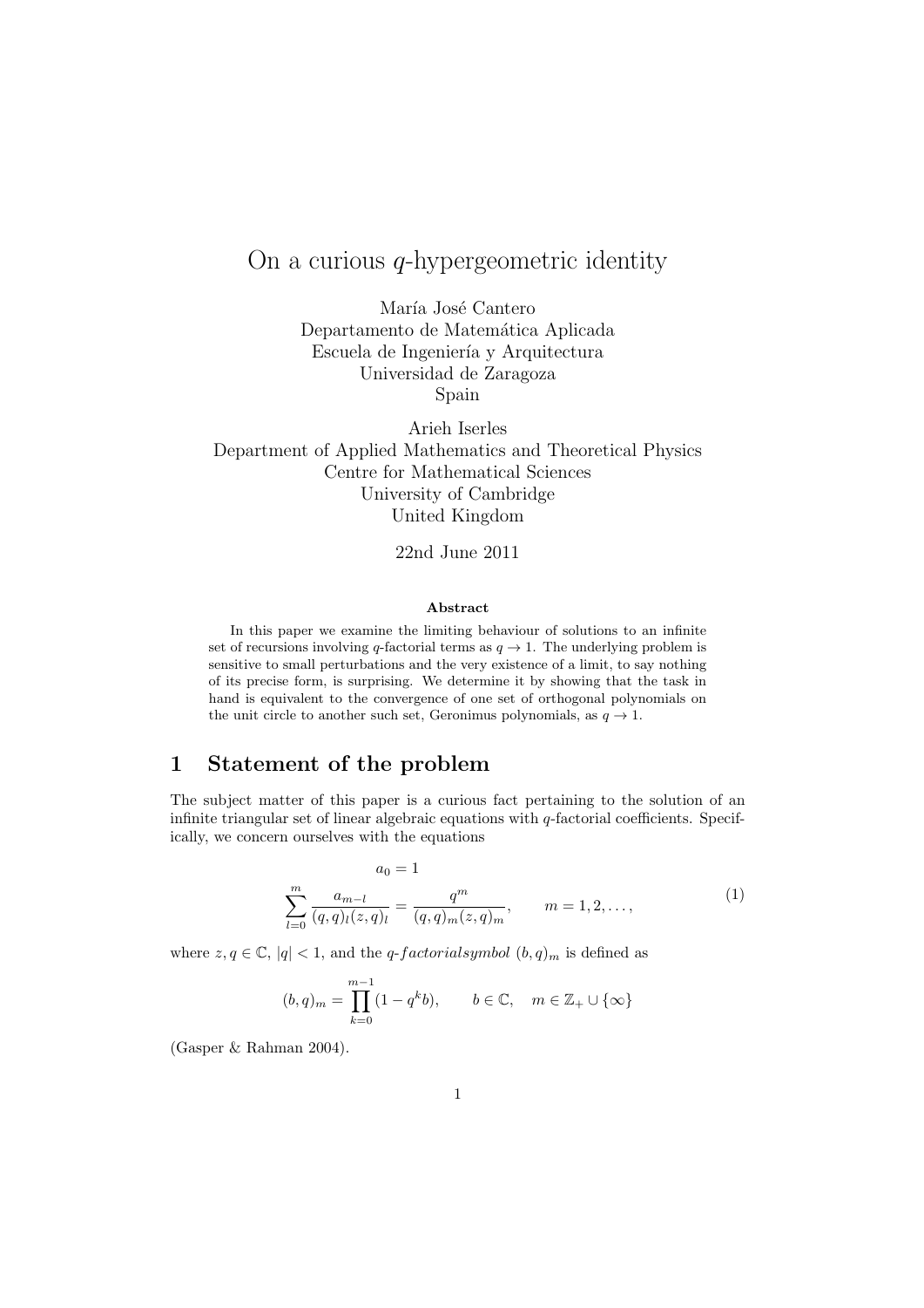# On a curious $q$-hypergeometric identity

María José Cantero
Departamento de Matemática Aplicada
Escuela de Ingeniería y Arquitectura
Universidad de Zaragoza
Spain

Arieh Iserles
Department of Applied Mathematics and Theoretical Physics
Centre for Mathematical Sciences
University of Cambridge
United Kingdom

22nd June 2011

**Abstract**

In this paper we examine the limiting behaviour of solutions to an infinite set of recursions involving $q$-factorial terms as $q \to 1$. The underlying problem is sensitive to small perturbations and the very existence of a limit, to say nothing of its precise form, is surprising. We determine it by showing that the task in hand is equivalent to the convergence of one set of orthogonal polynomials on the unit circle to another such set, Geronimus polynomials, as $q \to 1$.

## 1 Statement of the problem

The subject matter of this paper is a curious fact pertaining to the solution of an infinite triangular set of linear algebraic equations with $q$-factorial coefficients. Specifically, we concern ourselves with the equations

$$
\begin{aligned}
a_0 &= 1 \\
\sum_{l=0}^{m} \frac{a_{m-l}}{(q,q)_l (z,q)_l} &= \frac{q^m}{(q,q)_m (z,q)_m}, \qquad m = 1, 2, \ldots,
\end{aligned}
\tag{1}
$$

where $z, q \in \mathbb{C}$, $|q| < 1$, and the $q$-$factorial symbol$ $(b,q)_m$ is defined as

$$
(b,q)_m = \prod_{k=0}^{m-1} (1 - q^k b), \qquad b \in \mathbb{C}, \quad m \in \mathbb{Z}_+ \cup \{\infty\}
$$

(Gasper & Rahman 2004).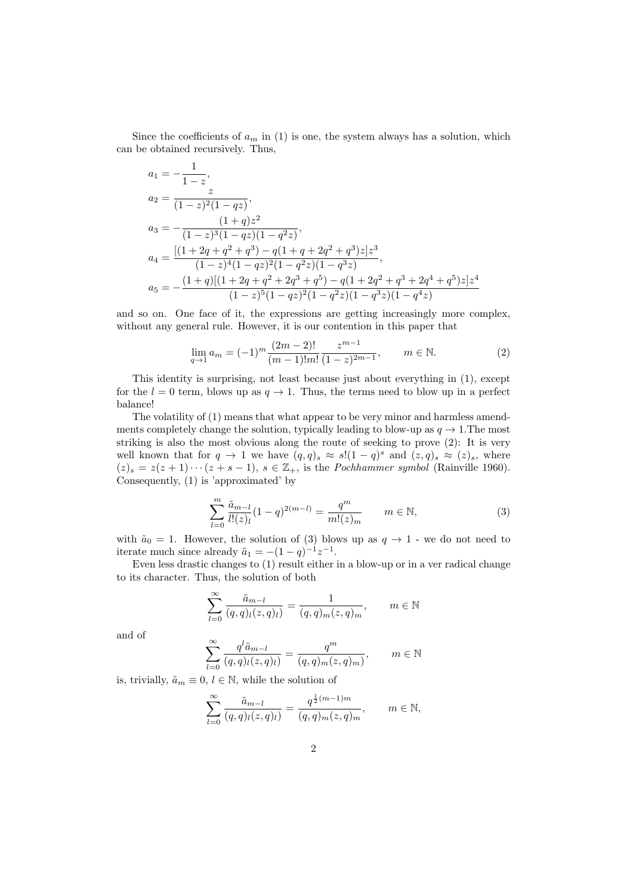Since the coefficients of $a_m$ in (1) is one, the system always has a solution, which can be obtained recursively. Thus,

$$
\begin{aligned}
a_1 &= -\frac{1}{1-z}, \\
a_2 &= \frac{z}{(1-z)^2(1-qz)}, \\
a_3 &= -\frac{(1+q)z^2}{(1-z)^3(1-qz)(1-q^2z)}, \\
a_4 &= \frac{[(1+2q+q^2+q^3)-q(1+q+2q^2+q^3)z]z^3}{(1-z)^4(1-qz)^2(1-q^2z)(1-q^3z)}, \\
a_5 &= -\frac{(1+q)[(1+2q+q^2+2q^3+q^5)-q(1+2q^2+q^3+2q^4+q^5)z]z^4}{(1-z)^5(1-qz)^2(1-q^2z)(1-q^3z)(1-q^4z)}
\end{aligned}
$$

and so on. One face of it, the expressions are getting increasingly more complex, without any general rule. However, it is our contention in this paper that

$$
\lim_{q\to 1} a_m = (-1)^m \frac{(2m-2)!}{(m-1)!m!} \frac{z^{m-1}}{(1-z)^{2m-1}}, \qquad m \in \mathbb{N}. \tag{2}
$$

This identity is surprising, not least because just about everything in (1), except for the $l = 0$ term, blows up as $q \to 1$. Thus, the terms need to blow up in a perfect balance!

The volatility of (1) means that what appear to be very minor and harmless amendments completely change the solution, typically leading to blow-up as $q \to 1$.The most striking is also the most obvious along the route of seeking to prove (2): It is very well known that for $q \to 1$ we have $(q,q)_s \approx s!(1-q)^s$ and $(z,q)_s \approx (z)_s$, where $(z)_s = z(z+1)\cdots(z+s-1)$, $s \in \mathbb{Z}_+$, is the *Pochhammer symbol* (Rainville 1960). Consequently, (1) is 'approximated' by

$$
\sum_{l=0}^{m} \frac{\tilde{a}_{m-l}}{l!(z)_l}(1-q)^{2(m-l)} = \frac{q^m}{m!(z)_m} \qquad m \in \mathbb{N}, \tag{3}
$$

with $\tilde{a}_0 = 1$. However, the solution of (3) blows up as $q \to 1$ - we do not need to iterate much since already $\tilde{a}_1 = -(1-q)^{-1}z^{-1}$.

Even less drastic changes to (1) result either in a blow-up or in a ver radical change to its character. Thus, the solution of both

$$
\sum_{l=0}^{\infty} \frac{\tilde{a}_{m-l}}{(q,q)_l(z,q)_l)} = \frac{1}{(q,q)_m(z,q)_m}, \qquad m \in \mathbb{N}
$$

and of

$$
\sum_{l=0}^{\infty} \frac{q^l \tilde{a}_{m-l}}{(q,q)_l(z,q)_l)} = \frac{q^m}{(q,q)_m(z,q)_m)}, \qquad m \in \mathbb{N}
$$

is, trivially, $\tilde{a}_m \equiv 0$, $l \in \mathbb{N}$, while the solution of

$$
\sum_{l=0}^{\infty} \frac{\tilde{a}_{m-l}}{(q,q)_l(z,q)_l)} = \frac{q^{\frac{1}{2}(m-1)m}}{(q,q)_m(z,q)_m}, \qquad m \in \mathbb{N},
$$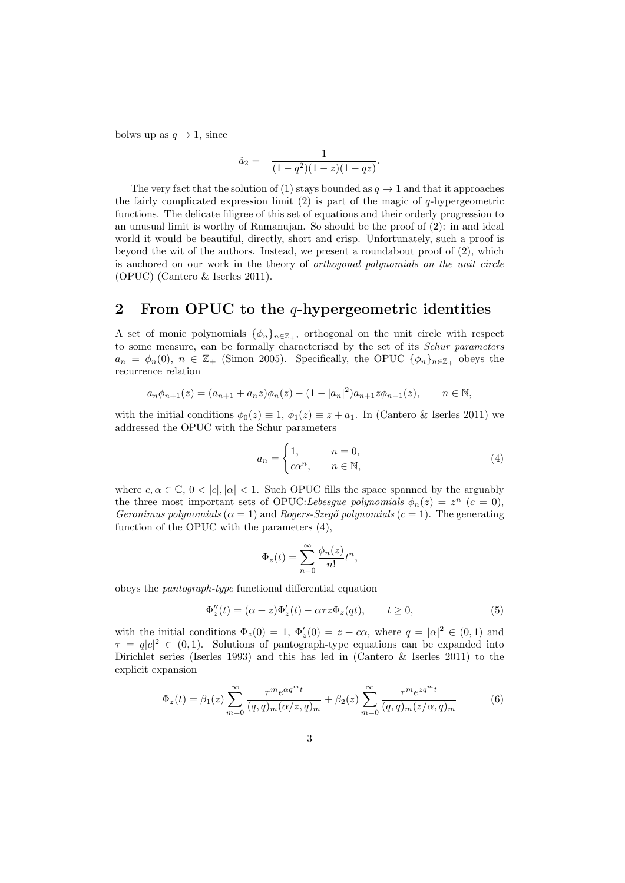bolws up as $q \to 1$, since

$$\tilde{a}_2 = -\frac{1}{(1-q^2)(1-z)(1-qz)}.$$

The very fact that the solution of (1) stays bounded as $q \to 1$ and that it approaches the fairly complicated expression limit (2) is part of the magic of $q$-hypergeometric functions. The delicate filigree of this set of equations and their orderly progression to an unusual limit is worthy of Ramanujan. So should be the proof of (2): in and ideal world it would be beautiful, directly, short and crisp. Unfortunately, such a proof is beyond the wit of the authors. Instead, we present a roundabout proof of (2), which is anchored on our work in the theory of *orthogonal polynomials on the unit circle* (OPUC) (Cantero & Iserles 2011).

## 2 From OPUC to the $q$-hypergeometric identities

A set of monic polynomials $\{\phi_n\}_{n\in\mathbb{Z}_+}$, orthogonal on the unit circle with respect to some measure, can be formally characterised by the set of its *Schur parameters* $a_n = \phi_n(0)$, $n \in \mathbb{Z}_+$ (Simon 2005). Specifically, the OPUC $\{\phi_n\}_{n\in\mathbb{Z}_+}$ obeys the recurrence relation

$$a_n\phi_{n+1}(z) = (a_{n+1} + a_n z)\phi_n(z) - (1-|a_n|^2)a_{n+1}z\phi_{n-1}(z), \qquad n \in \mathbb{N},$$

with the initial conditions $\phi_0(z) \equiv 1$, $\phi_1(z) \equiv z + a_1$. In (Cantero & Iserles 2011) we addressed the OPUC with the Schur parameters

$$a_n = \begin{cases} 1, & n = 0, \\ c\alpha^n, & n \in \mathbb{N}, \end{cases} \tag{4}$$

where $c, \alpha \in \mathbb{C}$, $0 < |c|, |\alpha| < 1$. Such OPUC fills the space spanned by the arguably the three most important sets of OPUC:*Lebesgue polynomials* $\phi_n(z) = z^n$ ($c = 0$), *Geronimus polynomials* ($\alpha = 1$) and *Rogers-Szegő polynomials* ($c = 1$). The generating function of the OPUC with the parameters (4),

$$\Phi_z(t) = \sum_{n=0}^{\infty} \frac{\phi_n(z)}{n!} t^n,$$

obeys the *pantograph-type* functional differential equation

$$\Phi_z''(t) = (\alpha + z)\Phi_z'(t) - \alpha\tau z\Phi_z(qt), \qquad t \geq 0, \tag{5}$$

with the initial conditions $\Phi_z(0) = 1$, $\Phi_z'(0) = z + c\alpha$, where $q = |\alpha|^2 \in (0,1)$ and $\tau = q|c|^2 \in (0,1)$. Solutions of pantograph-type equations can be expanded into Dirichlet series (Iserles 1993) and this has led in (Cantero & Iserles 2011) to the explicit expansion

$$\Phi_z(t) = \beta_1(z) \sum_{m=0}^{\infty} \frac{\tau^m e^{\alpha q^m t}}{(q,q)_m(\alpha/z,q)_m} + \beta_2(z) \sum_{m=0}^{\infty} \frac{\tau^m e^{zq^m t}}{(q,q)_m(z/\alpha,q)_m} \tag{6}$$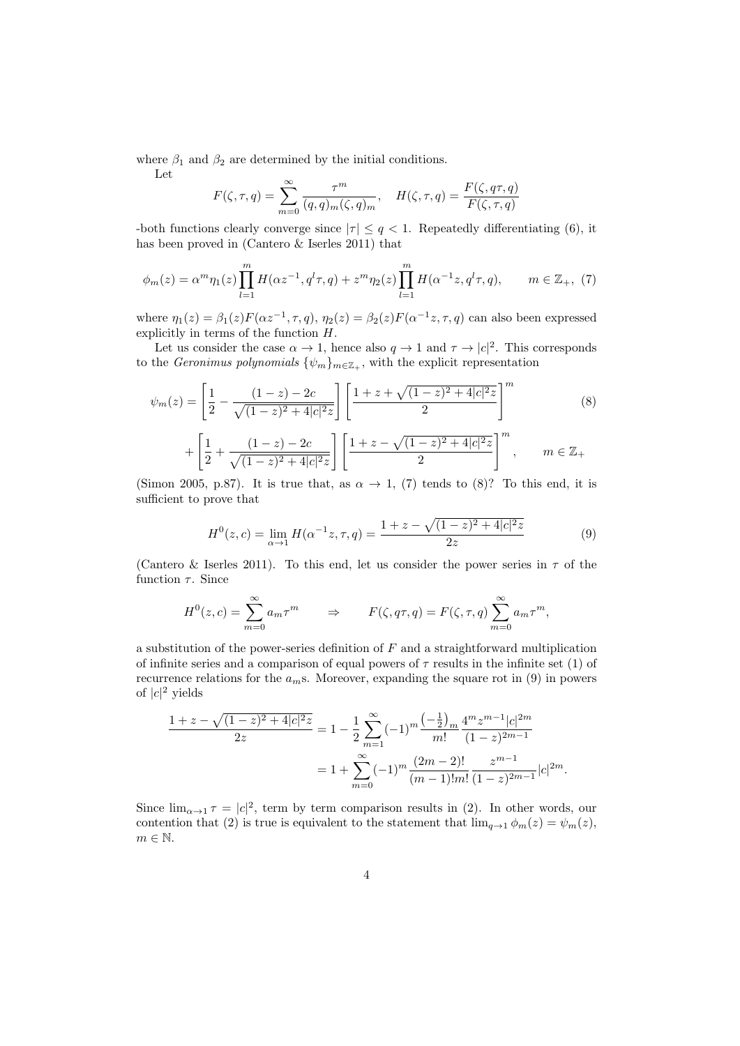where $\beta_1$ and $\beta_2$ are determined by the initial conditions.

Let

$$F(\zeta,\tau,q)=\sum_{m=0}^{\infty}\frac{\tau^m}{(q,q)_m(\zeta,q)_m},\quad H(\zeta,\tau,q)=\frac{F(\zeta,q\tau,q)}{F(\zeta,\tau,q)}$$

-both functions clearly converge since $|\tau|\le q<1$. Repeatedly differentiating (6), it has been proved in (Cantero & Iserles 2011) that

$$\phi_m(z)=\alpha^m\eta_1(z)\prod_{l=1}^{m}H(\alpha z^{-1},q^l\tau,q)+z^m\eta_2(z)\prod_{l=1}^{m}H(\alpha^{-1}z,q^l\tau,q),\qquad m\in\mathbb{Z}_+,\ (7)$$

where $\eta_1(z)=\beta_1(z)F(\alpha z^{-1},\tau,q)$, $\eta_2(z)=\beta_2(z)F(\alpha^{-1}z,\tau,q)$ can also been expressed explicitly in terms of the function $H$.

Let us consider the case $\alpha\to 1$, hence also $q\to 1$ and $\tau\to|c|^2$. This corresponds to the *Geronimus polynomials* $\{\psi_m\}_{m\in\mathbb{Z}_+}$, with the explicit representation

$$\psi_m(z)=\left[\frac{1}{2}-\frac{(1-z)-2c}{\sqrt{(1-z)^2+4|c|^2z}}\right]\left[\frac{1+z+\sqrt{(1-z)^2+4|c|^2z}}{2}\right]^m \qquad (8)$$

$$+\left[\frac{1}{2}+\frac{(1-z)-2c}{\sqrt{(1-z)^2+4|c|^2z}}\right]\left[\frac{1+z-\sqrt{(1-z)^2+4|c|^2z}}{2}\right]^m,\qquad m\in\mathbb{Z}_+$$

(Simon 2005, p.87). It is true that, as $\alpha\to 1$, (7) tends to (8)? To this end, it is sufficient to prove that

$$H^0(z,c)=\lim_{\alpha\to 1}H(\alpha^{-1}z,\tau,q)=\frac{1+z-\sqrt{(1-z)^2+4|c|^2z}}{2z} \qquad (9)$$

(Cantero & Iserles 2011). To this end, let us consider the power series in $\tau$ of the function $\tau$. Since

$$H^0(z,c)=\sum_{m=0}^{\infty}a_m\tau^m\qquad\Rightarrow\qquad F(\zeta,q\tau,q)=F(\zeta,\tau,q)\sum_{m=0}^{\infty}a_m\tau^m,$$

a substitution of the power-series definition of $F$ and a straightforward multiplication of infinite series and a comparison of equal powers of $\tau$ results in the infinite set (1) of recurrence relations for the $a_m$s. Moreover, expanding the square rot in (9) in powers of $|c|^2$ yields

$$\begin{aligned}\frac{1+z-\sqrt{(1-z)^2+4|c|^2z}}{2z}&=1-\frac{1}{2}\sum_{m=1}^{\infty}(-1)^m\frac{\left(-\frac{1}{2}\right)_m}{m!}\frac{4^mz^{m-1}|c|^{2m}}{(1-z)^{2m-1}}\\&=1+\sum_{m=0}^{\infty}(-1)^m\frac{(2m-2)!}{(m-1)!m!}\frac{z^{m-1}}{(1-z)^{2m-1}}|c|^{2m}.\end{aligned}$$

Since $\lim_{\alpha\to 1}\tau=|c|^2$, term by term comparison results in (2). In other words, our contention that (2) is true is equivalent to the statement that $\lim_{q\to 1}\phi_m(z)=\psi_m(z)$, $m\in\mathbb{N}$.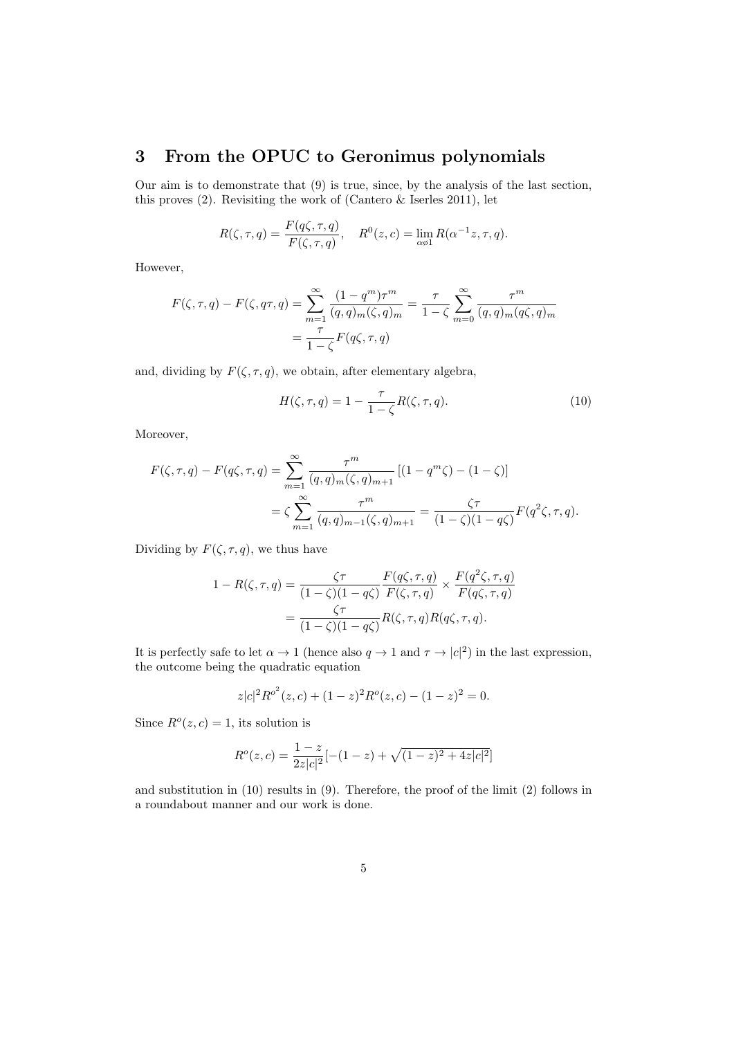## 3 From the OPUC to Geronimus polynomials

Our aim is to demonstrate that (9) is true, since, by the analysis of the last section, this proves (2). Revisiting the work of (Cantero & Iserles 2011), let

$$R(\zeta,\tau,q)=\frac{F(q\zeta,\tau,q)}{F(\zeta,\tau,q)},\quad R^0(z,c)=\lim_{\alpha\not\circ 1}R(\alpha^{-1}z,\tau,q).$$

However,

$$\begin{aligned}F(\zeta,\tau,q)-F(\zeta,q\tau,q)&=\sum_{m=1}^{\infty}\frac{(1-q^m)\tau^m}{(q,q)_m(\zeta,q)_m}=\frac{\tau}{1-\zeta}\sum_{m=0}^{\infty}\frac{\tau^m}{(q,q)_m(q\zeta,q)_m}\\&=\frac{\tau}{1-\zeta}F(q\zeta,\tau,q)\end{aligned}$$

and, dividing by $F(\zeta,\tau,q)$, we obtain, after elementary algebra,

$$H(\zeta,\tau,q)=1-\frac{\tau}{1-\zeta}R(\zeta,\tau,q). \tag{10}$$

Moreover,

$$\begin{aligned}F(\zeta,\tau,q)-F(q\zeta,\tau,q)&=\sum_{m=1}^{\infty}\frac{\tau^m}{(q,q)_m(\zeta,q)_{m+1}}\left[(1-q^m\zeta)-(1-\zeta)\right]\\&=\zeta\sum_{m=1}^{\infty}\frac{\tau^m}{(q,q)_{m-1}(\zeta,q)_{m+1}}=\frac{\zeta\tau}{(1-\zeta)(1-q\zeta)}F(q^2\zeta,\tau,q).\end{aligned}$$

Dividing by $F(\zeta,\tau,q)$, we thus have

$$\begin{aligned}1-R(\zeta,\tau,q)&=\frac{\zeta\tau}{(1-\zeta)(1-q\zeta)}\frac{F(q\zeta,\tau,q)}{F(\zeta,\tau,q)}\times\frac{F(q^2\zeta,\tau,q)}{F(q\zeta,\tau,q)}\\&=\frac{\zeta\tau}{(1-\zeta)(1-q\zeta)}R(\zeta,\tau,q)R(q\zeta,\tau,q).\end{aligned}$$

It is perfectly safe to let $\alpha\to 1$ (hence also $q\to 1$ and $\tau\to|c|^2$) in the last expression, the outcome being the quadratic equation

$$z|c|^2{R^o}^2(z,c)+(1-z)^2R^o(z,c)-(1-z)^2=0.$$

Since $R^o(z,c)=1$, its solution is

$$R^o(z,c)=\frac{1-z}{2z|c|^2}[-(1-z)+\sqrt{(1-z)^2+4z|c|^2}]$$

and substitution in (10) results in (9). Therefore, the proof of the limit (2) follows in a roundabout manner and our work is done.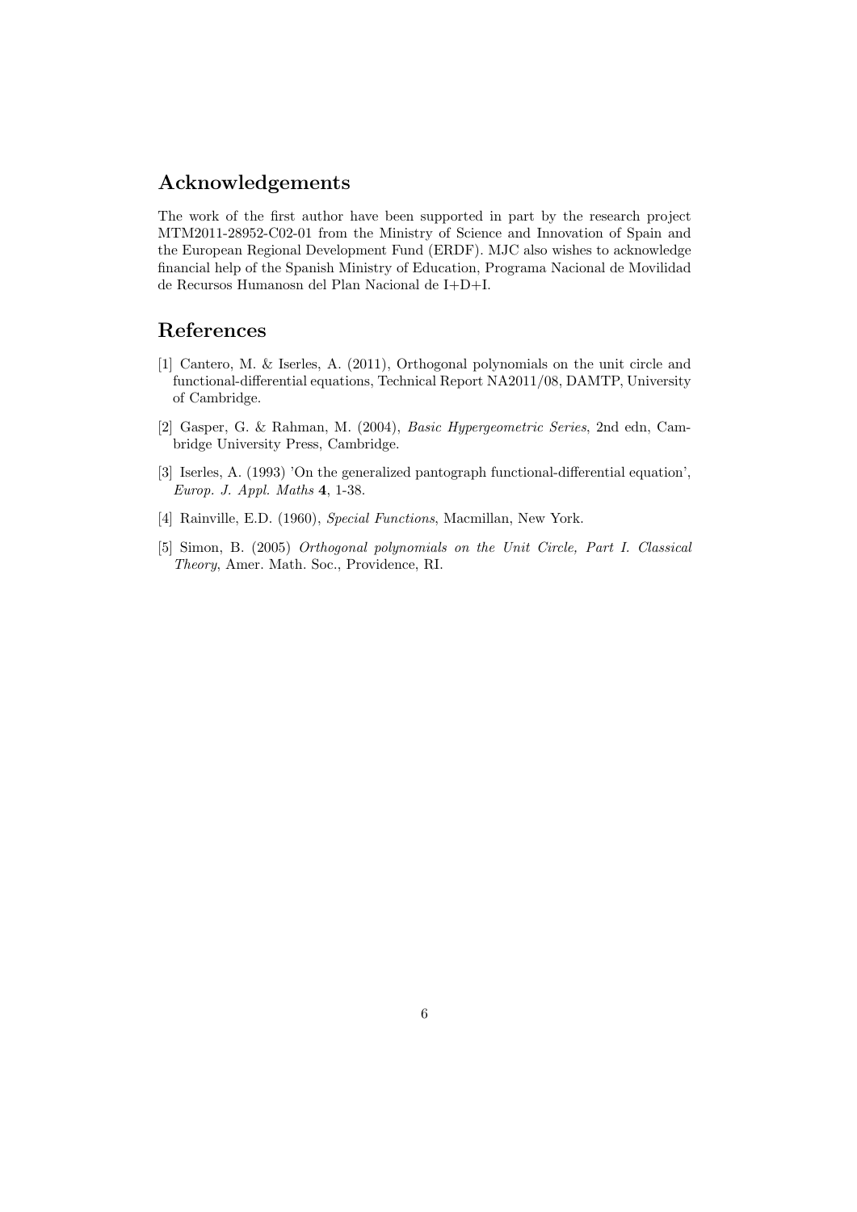## Acknowledgements

The work of the first author have been supported in part by the research project MTM2011-28952-C02-01 from the Ministry of Science and Innovation of Spain and the European Regional Development Fund (ERDF). MJC also wishes to acknowledge financial help of the Spanish Ministry of Education, Programa Nacional de Movilidad de Recursos Humanosn del Plan Nacional de I+D+I.

## References

[1] Cantero, M. & Iserles, A. (2011), Orthogonal polynomials on the unit circle and functional-differential equations, Technical Report NA2011/08, DAMTP, University of Cambridge.

[2] Gasper, G. & Rahman, M. (2004), *Basic Hypergeometric Series*, 2nd edn, Cambridge University Press, Cambridge.

[3] Iserles, A. (1993) 'On the generalized pantograph functional-differential equation', *Europ. J. Appl. Maths* **4**, 1-38.

[4] Rainville, E.D. (1960), *Special Functions*, Macmillan, New York.

[5] Simon, B. (2005) *Orthogonal polynomials on the Unit Circle, Part I. Classical Theory*, Amer. Math. Soc., Providence, RI.